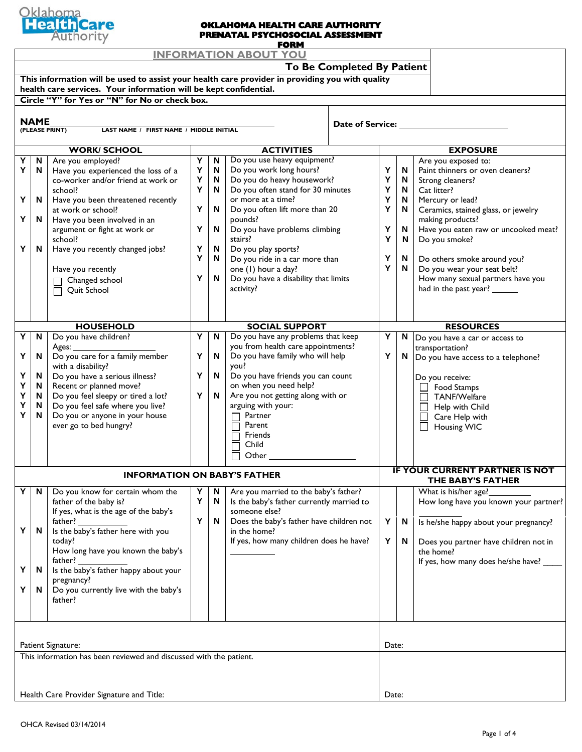Oklahoma Health Care Authority

# OKLAHOMA HEALTH CARE AUTHORITY
# PRENATAL PSYCHOSOCIAL ASSESSMENT FORM

## INFORMATION ABOUT YOU

**To Be Completed By Patient**

**This information will be used to assist your health care provider in providing you with quality health care services. Your information will be kept confidential.**

**Circle "Y" for Yes or "N" for No or check box.**

**NAME** ______________________________ **Date of Service:** ______________________
(PLEASE PRINT) LAST NAME / FIRST NAME / MIDDLE INITIAL

### WORK/ SCHOOL

| | | |
|---|---|---|
| Y | N | Are you employed? |
| Y | N | Have you experienced the loss of a co-worker and/or friend at work or school? |
| Y | N | Have you been threatened recently at work or school? |
| Y | N | Have you been involved in an argument or fight at work or school? |
| Y | N | Have you recently changed jobs? |

Have you recently
- ☐ Changed school
- ☐ Quit School

### ACTIVITIES

| | | |
|---|---|---|
| Y | N | Do you use heavy equipment? |
| Y | N | Do you work long hours? |
| Y | N | Do you do heavy housework? |
| Y | N | Do you often stand for 30 minutes or more at a time? |
| Y | N | Do you often lift more than 20 pounds? |
| Y | N | Do you have problems climbing stairs? |
| Y | N | Do you play sports? |
| Y | N | Do you ride in a car more than one (1) hour a day? |
| Y | N | Do you have a disability that limits activity? |

### EXPOSURE

Are you exposed to:

| | | |
|---|---|---|
| Y | N | Paint thinners or oven cleaners? |
| Y | N | Strong cleaners? |
| Y | N | Cat litter? |
| Y | N | Mercury or lead? |
| Y | N | Ceramics, stained glass, or jewelry making products? |
| Y | N | Have you eaten raw or uncooked meat? |
| Y | N | Do you smoke? |
| Y | N | Do others smoke around you? |
| Y | N | Do you wear your seat belt? |

How many sexual partners have you had in the past year? ______

### HOUSEHOLD

| | | |
|---|---|---|
| Y | N | Do you have children? Ages: ________________ |
| Y | N | Do you care for a family member with a disability? |
| Y | N | Do you have a serious illness? |
| Y | N | Recent or planned move? |
| Y | N | Do you feel sleepy or tired a lot? |
| Y | N | Do you feel safe where you live? |
| Y | N | Do you or anyone in your house ever go to bed hungry? |

### SOCIAL SUPPORT

| | | |
|---|---|---|
| Y | N | Do you have any problems that keep you from health care appointments? |
| Y | N | Do you have family who will help you? |
| Y | N | Do you have friends you can count on when you need help? |
| Y | N | Are you not getting along with or arguing with your: |

- ☐ Partner
- ☐ Parent
- ☐ Friends
- ☐ Child
- ☐ Other ________________

### RESOURCES

| | | |
|---|---|---|
| Y | N | Do you have a car or access to transportation? |
| Y | N | Do you have access to a telephone? |

Do you receive:
- ☐ Food Stamps
- ☐ TANF/Welfare
- ☐ Help with Child
- ☐ Care Help with
- ☐ Housing WIC

### INFORMATION ON BABY'S FATHER

| | | |
|---|---|---|
| Y | N | Do you know for certain whom the father of the baby is? If yes, what is the age of the baby's father? __________ |
| Y | N | Is the baby's father here with you today? How long have you known the baby's father? __________ |
| Y | N | Is the baby's father happy about your pregnancy? |
| Y | N | Do you currently live with the baby's father? |
| Y | N | Are you married to the baby's father? |
| Y | N | Is the baby's father currently married to someone else? |
| Y | N | Does the baby's father have children not in the home? If yes, how many children does he have? __________ |

### IF YOUR CURRENT PARTNER IS NOT THE BABY'S FATHER

What is his/her age? _________

How long have you known your partner? __________

| | | |
|---|---|---|
| Y | N | Is he/she happy about your pregnancy? |
| Y | N | Does you partner have children not in the home? If yes, how many does he/she have? ____ |

Patient Signature: ______________________ Date: ____________

This information has been reviewed and discussed with the patient.

Health Care Provider Signature and Title: ______________________ Date: ____________

OHCA Revised 03/14/2014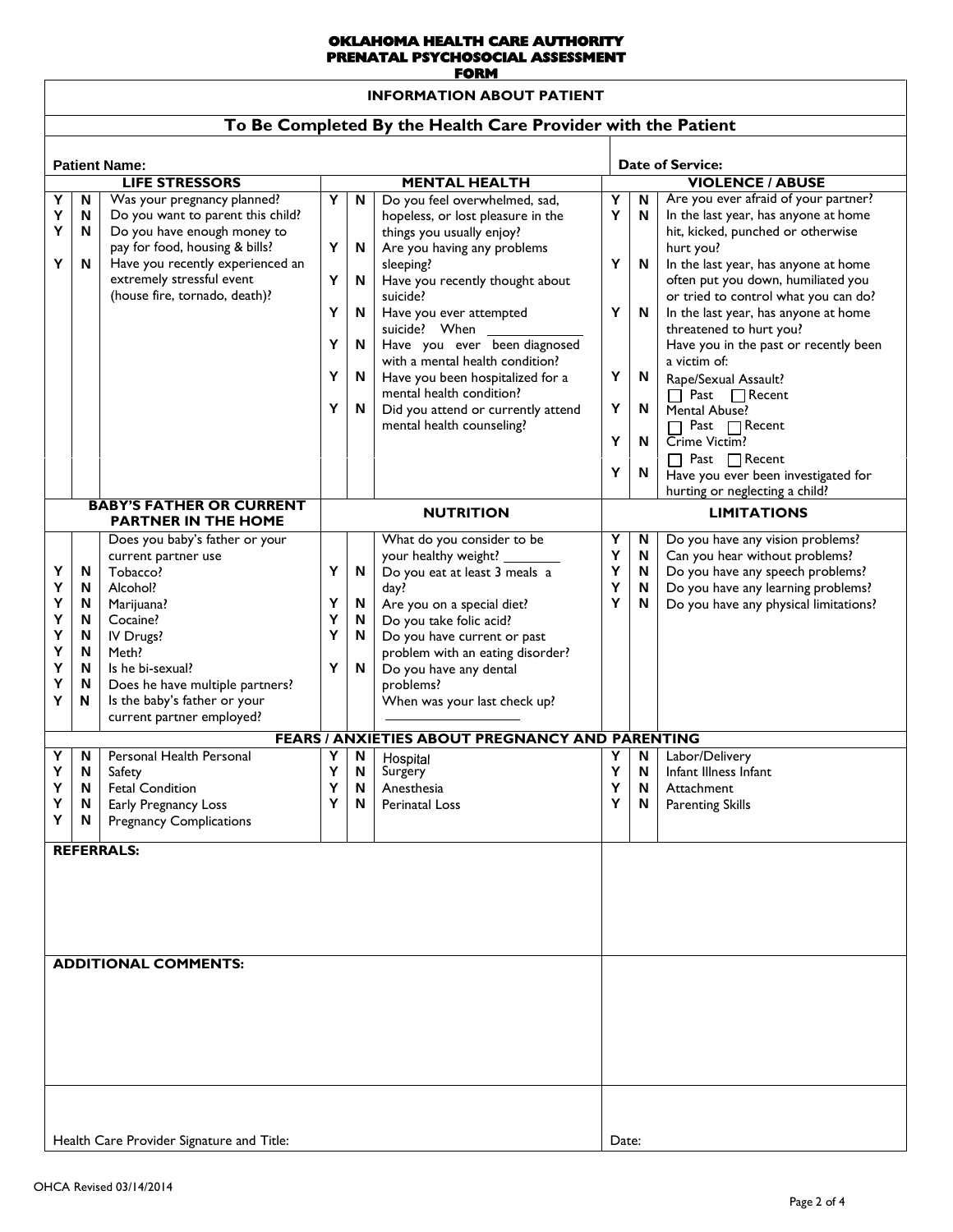# OKLAHOMA HEALTH CARE AUTHORITY PRENATAL PSYCHOSOCIAL ASSESSMENT FORM

## INFORMATION ABOUT PATIENT

### To Be Completed By the Health Care Provider with the Patient

**Patient Name:** **Date of Service:**

| LIFE STRESSORS | | | MENTAL HEALTH | | | VIOLENCE / ABUSE | | |
|---|---|---|---|---|---|---|---|---|
| Y | N | Was your pregnancy planned? | Y | N | Do you feel overwhelmed, sad, hopeless, or lost pleasure in the things you usually enjoy? | Y | N | Are you ever afraid of your partner? |
| Y | N | Do you want to parent this child? | Y | N | Are you having any problems sleeping? | Y | N | In the last year, has anyone at home hit, kicked, punched or otherwise hurt you? |
| Y | N | Do you have enough money to pay for food, housing & bills? | Y | N | Have you recently thought about suicide? | Y | N | In the last year, has anyone at home often put you down, humiliated you or tried to control what you can do? |
| Y | N | Have you recently experienced an extremely stressful event (house fire, tornado, death)? | Y | N | Have you ever attempted suicide? When ________ | Y | N | In the last year, has anyone at home threatened to hurt you? |
| | | | Y | N | Have you ever been diagnosed with a mental health condition? | | | Have you in the past or recently been a victim of: |
| | | | Y | N | Have you been hospitalized for a mental health condition? | Y | N | Rape/Sexual Assault? ☐ Past ☐ Recent |
| | | | Y | N | Did you attend or currently attend mental health counseling? | Y | N | Mental Abuse? ☐ Past ☐ Recent |
| | | | | | | Y | N | Crime Victim? ☐ Past ☐ Recent |
| | | | | | | Y | N | Have you ever been investigated for hurting or neglecting a child? |

| BABY'S FATHER OR CURRENT PARTNER IN THE HOME | | | NUTRITION | | | LIMITATIONS | | |
|---|---|---|---|---|---|---|---|---|
| | | Does you baby's father or your current partner use | | | What do you consider to be your healthy weight? ________ | Y | N | Do you have any vision problems? |
| Y | N | Tobacco? | Y | N | Do you eat at least 3 meals a day? | Y | N | Can you hear without problems? |
| Y | N | Alcohol? | Y | N | Are you on a special diet? | Y | N | Do you have any speech problems? |
| Y | N | Marijuana? | Y | N | Do you take folic acid? | Y | N | Do you have any learning problems? |
| Y | N | Cocaine? | Y | N | Do you have current or past problem with an eating disorder? | Y | N | Do you have any physical limitations? |
| Y | N | IV Drugs? | Y | N | Do you have any dental problems? | | | |
| Y | N | Meth? | | | When was your last check up? ________ | | | |
| Y | N | Is he bi-sexual? | | | | | | |
| Y | N | Does he have multiple partners? | | | | | | |
| Y | N | Is the baby's father or your current partner employed? | | | | | | |

| FEARS / ANXIETIES ABOUT PREGNANCY AND PARENTING | | | | | | | | |
|---|---|---|---|---|---|---|---|---|
| Y | N | Personal Health Personal | Y | N | Hospital | Y | N | Labor/Delivery |
| Y | N | Safety | Y | N | Surgery | Y | N | Infant Illness Infant |
| Y | N | Fetal Condition | Y | N | Anesthesia | Y | N | Attachment |
| Y | N | Early Pregnancy Loss | Y | N | Perinatal Loss | Y | N | Parenting Skills |
| Y | N | Pregnancy Complications | | | | | | |

**REFERRALS:**

**ADDITIONAL COMMENTS:**

Health Care Provider Signature and Title: Date:

OHCA Revised 03/14/2014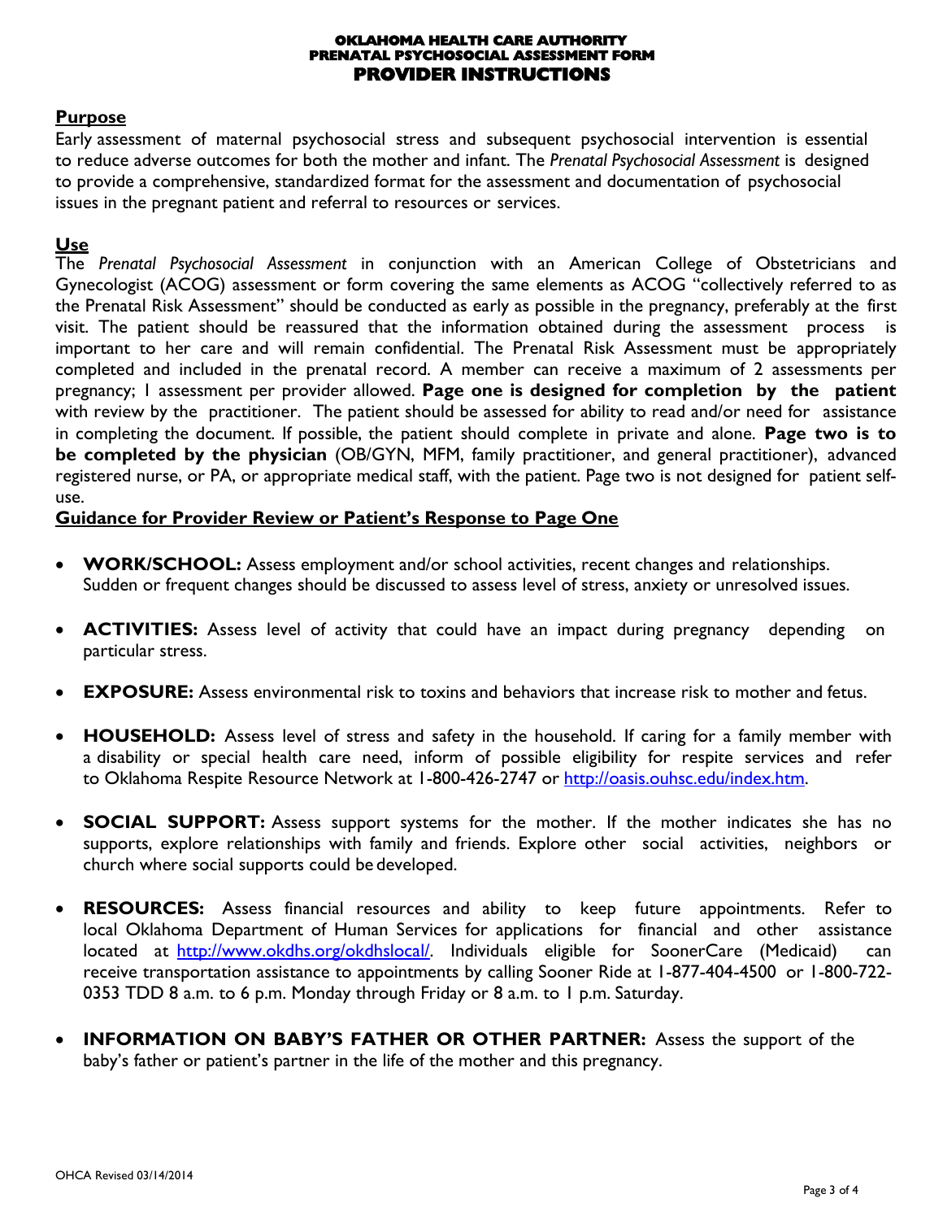**OKLAHOMA HEALTH CARE AUTHORITY**
**PRENATAL PSYCHOSOCIAL ASSESSMENT FORM**
**PROVIDER INSTRUCTIONS**

## Purpose

Early assessment of maternal psychosocial stress and subsequent psychosocial intervention is essential to reduce adverse outcomes for both the mother and infant. The *Prenatal Psychosocial Assessment* is designed to provide a comprehensive, standardized format for the assessment and documentation of psychosocial issues in the pregnant patient and referral to resources or services.

## Use

The *Prenatal Psychosocial Assessment* in conjunction with an American College of Obstetricians and Gynecologist (ACOG) assessment or form covering the same elements as ACOG "collectively referred to as the Prenatal Risk Assessment" should be conducted as early as possible in the pregnancy, preferably at the first visit. The patient should be reassured that the information obtained during the assessment process is important to her care and will remain confidential. The Prenatal Risk Assessment must be appropriately completed and included in the prenatal record. A member can receive a maximum of 2 assessments per pregnancy; 1 assessment per provider allowed. **Page one is designed for completion by the patient** with review by the practitioner. The patient should be assessed for ability to read and/or need for assistance in completing the document. If possible, the patient should complete in private and alone. **Page two is to be completed by the physician** (OB/GYN, MFM, family practitioner, and general practitioner), advanced registered nurse, or PA, or appropriate medical staff, with the patient. Page two is not designed for patient self-use.

## Guidance for Provider Review or Patient's Response to Page One

- **WORK/SCHOOL:** Assess employment and/or school activities, recent changes and relationships. Sudden or frequent changes should be discussed to assess level of stress, anxiety or unresolved issues.
- **ACTIVITIES:** Assess level of activity that could have an impact during pregnancy depending on particular stress.
- **EXPOSURE:** Assess environmental risk to toxins and behaviors that increase risk to mother and fetus.
- **HOUSEHOLD:** Assess level of stress and safety in the household. If caring for a family member with a disability or special health care need, inform of possible eligibility for respite services and refer to Oklahoma Respite Resource Network at 1-800-426-2747 or http://oasis.ouhsc.edu/index.htm.
- **SOCIAL SUPPORT:** Assess support systems for the mother. If the mother indicates she has no supports, explore relationships with family and friends. Explore other social activities, neighbors or church where social supports could be developed.
- **RESOURCES:** Assess financial resources and ability to keep future appointments. Refer to local Oklahoma Department of Human Services for applications for financial and other assistance located at http://www.okdhs.org/okdhslocal/. Individuals eligible for SoonerCare (Medicaid) can receive transportation assistance to appointments by calling Sooner Ride at 1-877-404-4500 or 1-800-722-0353 TDD 8 a.m. to 6 p.m. Monday through Friday or 8 a.m. to 1 p.m. Saturday.
- **INFORMATION ON BABY'S FATHER OR OTHER PARTNER:** Assess the support of the baby's father or patient's partner in the life of the mother and this pregnancy.

OHCA Revised 03/14/2014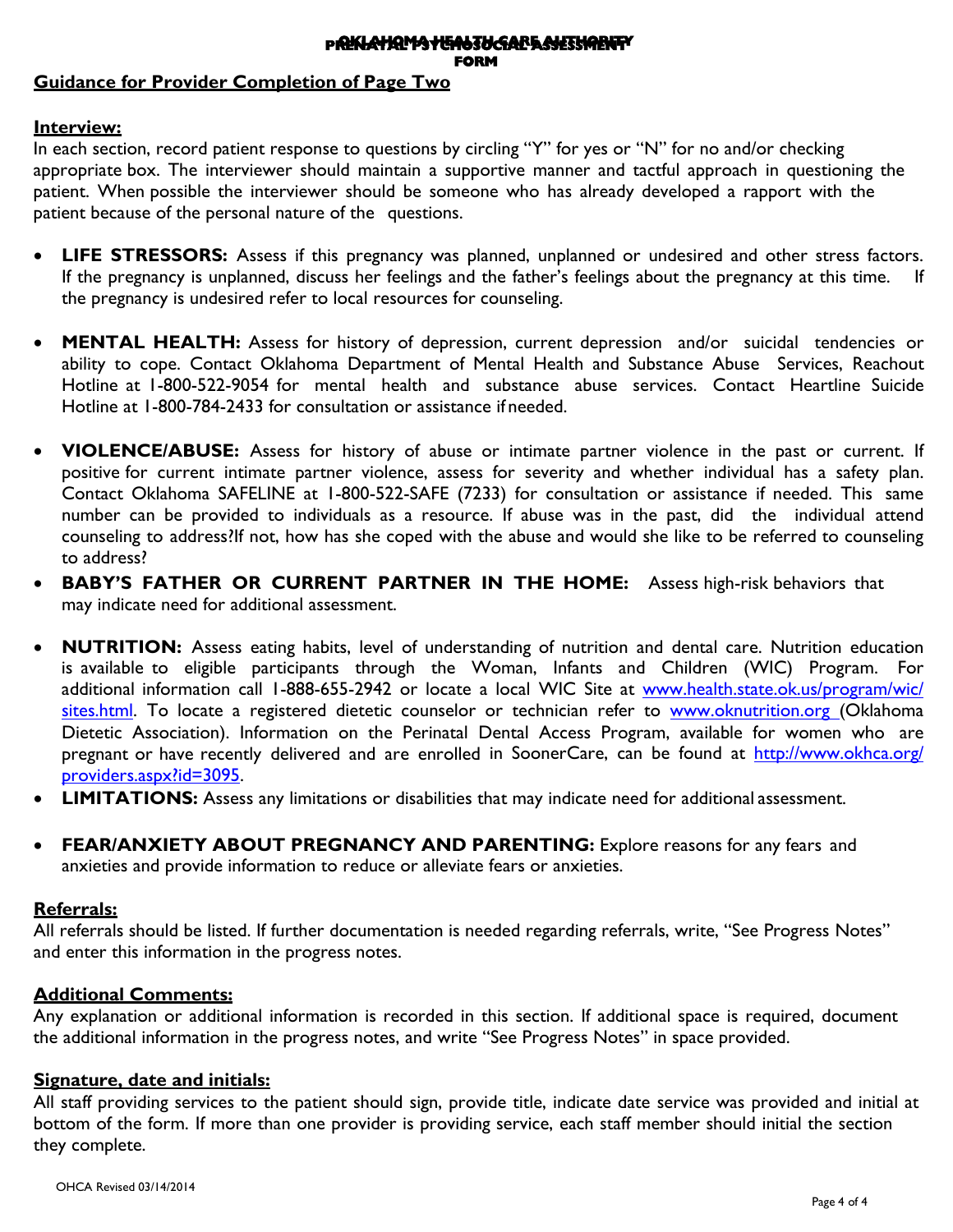# OKLAHOMA HEALTH CARE AUTHORITY PRENATAL PSYCHOSOCIAL ASSESSMENT FORM

## Guidance for Provider Completion of Page Two

### Interview:

In each section, record patient response to questions by circling "Y" for yes or "N" for no and/or checking appropriate box. The interviewer should maintain a supportive manner and tactful approach in questioning the patient. When possible the interviewer should be someone who has already developed a rapport with the patient because of the personal nature of the questions.

- **LIFE STRESSORS:** Assess if this pregnancy was planned, unplanned or undesired and other stress factors. If the pregnancy is unplanned, discuss her feelings and the father's feelings about the pregnancy at this time. If the pregnancy is undesired refer to local resources for counseling.
- **MENTAL HEALTH:** Assess for history of depression, current depression and/or suicidal tendencies or ability to cope. Contact Oklahoma Department of Mental Health and Substance Abuse Services, Reachout Hotline at 1-800-522-9054 for mental health and substance abuse services. Contact Heartline Suicide Hotline at 1-800-784-2433 for consultation or assistance if needed.
- **VIOLENCE/ABUSE:** Assess for history of abuse or intimate partner violence in the past or current. If positive for current intimate partner violence, assess for severity and whether individual has a safety plan. Contact Oklahoma SAFELINE at 1-800-522-SAFE (7233) for consultation or assistance if needed. This same number can be provided to individuals as a resource. If abuse was in the past, did the individual attend counseling to address?If not, how has she coped with the abuse and would she like to be referred to counseling to address?
- **BABY'S FATHER OR CURRENT PARTNER IN THE HOME:** Assess high-risk behaviors that may indicate need for additional assessment.
- **NUTRITION:** Assess eating habits, level of understanding of nutrition and dental care. Nutrition education is available to eligible participants through the Woman, Infants and Children (WIC) Program. For additional information call 1-888-655-2942 or locate a local WIC Site at www.health.state.ok.us/program/wic/sites.html. To locate a registered dietetic counselor or technician refer to www.oknutrition.org (Oklahoma Dietetic Association). Information on the Perinatal Dental Access Program, available for women who are pregnant or have recently delivered and are enrolled in SoonerCare, can be found at http://www.okhca.org/providers.aspx?id=3095.
- **LIMITATIONS:** Assess any limitations or disabilities that may indicate need for additional assessment.
- **FEAR/ANXIETY ABOUT PREGNANCY AND PARENTING:** Explore reasons for any fears and anxieties and provide information to reduce or alleviate fears or anxieties.

### Referrals:

All referrals should be listed. If further documentation is needed regarding referrals, write, "See Progress Notes" and enter this information in the progress notes.

### Additional Comments:

Any explanation or additional information is recorded in this section. If additional space is required, document the additional information in the progress notes, and write "See Progress Notes" in space provided.

### Signature, date and initials:

All staff providing services to the patient should sign, provide title, indicate date service was provided and initial at bottom of the form. If more than one provider is providing service, each staff member should initial the section they complete.

OHCA Revised 03/14/2014